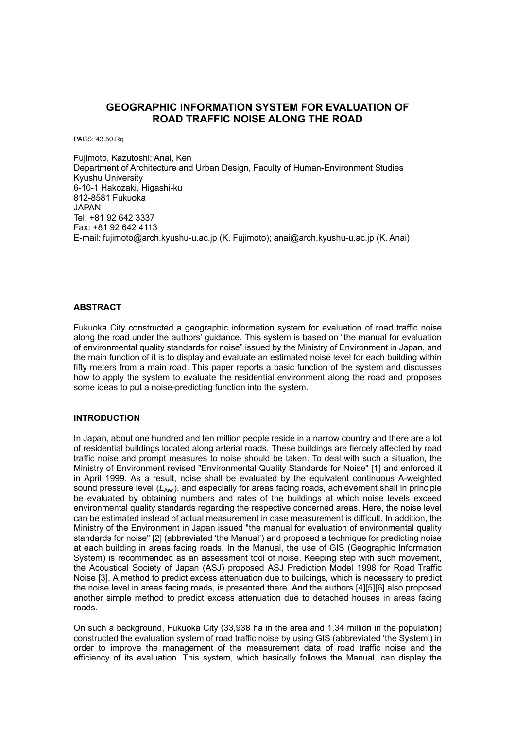# GEOGRAPHIC INFORMATION SYSTEM FOR EVALUATION OF ROAD TRAFFIC NOISE ALONG THE ROAD

PACS: 43.50.Rq

Fujimoto, Kazutoshi; Anai, Ken
Department of Architecture and Urban Design, Faculty of Human-Environment Studies
Kyushu University
6-10-1 Hakozaki, Higashi-ku
812-8581 Fukuoka
JAPAN
Tel: +81 92 642 3337
Fax: +81 92 642 4113
E-mail: fujimoto@arch.kyushu-u.ac.jp (K. Fujimoto); anai@arch.kyushu-u.ac.jp (K. Anai)

## ABSTRACT

Fukuoka City constructed a geographic information system for evaluation of road traffic noise along the road under the authors' guidance. This system is based on "the manual for evaluation of environmental quality standards for noise" issued by the Ministry of Environment in Japan, and the main function of it is to display and evaluate an estimated noise level for each building within fifty meters from a main road. This paper reports a basic function of the system and discusses how to apply the system to evaluate the residential environment along the road and proposes some ideas to put a noise-predicting function into the system.

## INTRODUCTION

In Japan, about one hundred and ten million people reside in a narrow country and there are a lot of residential buildings located along arterial roads. These buildings are fiercely affected by road traffic noise and prompt measures to noise should be taken. To deal with such a situation, the Ministry of Environment revised "Environmental Quality Standards for Noise" [1] and enforced it in April 1999. As a result, noise shall be evaluated by the equivalent continuous A-weighted sound pressure level ($L_{Aeq}$), and especially for areas facing roads, achievement shall in principle be evaluated by obtaining numbers and rates of the buildings at which noise levels exceed environmental quality standards regarding the respective concerned areas. Here, the noise level can be estimated instead of actual measurement in case measurement is difficult. In addition, the Ministry of the Environment in Japan issued "the manual for evaluation of environmental quality standards for noise" [2] (abbreviated 'the Manual') and proposed a technique for predicting noise at each building in areas facing roads. In the Manual, the use of GIS (Geographic Information System) is recommended as an assessment tool of noise. Keeping step with such movement, the Acoustical Society of Japan (ASJ) proposed ASJ Prediction Model 1998 for Road Traffic Noise [3]. A method to predict excess attenuation due to buildings, which is necessary to predict the noise level in areas facing roads, is presented there. And the authors [4][5][6] also proposed another simple method to predict excess attenuation due to detached houses in areas facing roads.

On such a background, Fukuoka City (33,938 ha in the area and 1.34 million in the population) constructed the evaluation system of road traffic noise by using GIS (abbreviated 'the System') in order to improve the management of the measurement data of road traffic noise and the efficiency of its evaluation. This system, which basically follows the Manual, can display the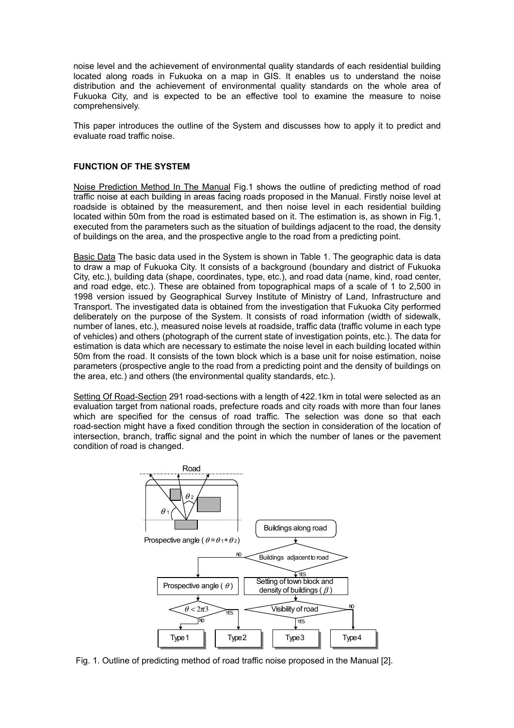noise level and the achievement of environmental quality standards of each residential building located along roads in Fukuoka on a map in GIS. It enables us to understand the noise distribution and the achievement of environmental quality standards on the whole area of Fukuoka City, and is expected to be an effective tool to examine the measure to noise comprehensively.

This paper introduces the outline of the System and discusses how to apply it to predict and evaluate road traffic noise.

## FUNCTION OF THE SYSTEM

Noise Prediction Method In The Manual Fig.1 shows the outline of predicting method of road traffic noise at each building in areas facing roads proposed in the Manual. Firstly noise level at roadside is obtained by the measurement, and then noise level in each residential building located within 50m from the road is estimated based on it. The estimation is, as shown in Fig.1, executed from the parameters such as the situation of buildings adjacent to the road, the density of buildings on the area, and the prospective angle to the road from a predicting point.

Basic Data The basic data used in the System is shown in Table 1. The geographic data is data to draw a map of Fukuoka City. It consists of a background (boundary and district of Fukuoka City, etc.), building data (shape, coordinates, type, etc.), and road data (name, kind, road center, and road edge, etc.). These are obtained from topographical maps of a scale of 1 to 2,500 in 1998 version issued by Geographical Survey Institute of Ministry of Land, Infrastructure and Transport. The investigated data is obtained from the investigation that Fukuoka City performed deliberately on the purpose of the System. It consists of road information (width of sidewalk, number of lanes, etc.), measured noise levels at roadside, traffic data (traffic volume in each type of vehicles) and others (photograph of the current state of investigation points, etc.). The data for estimation is data which are necessary to estimate the noise level in each building located within 50m from the road. It consists of the town block which is a base unit for noise estimation, noise parameters (prospective angle to the road from a predicting point and the density of buildings on the area, etc.) and others (the environmental quality standards, etc.).

Setting Of Road-Section 291 road-sections with a length of 422.1km in total were selected as an evaluation target from national roads, prefecture roads and city roads with more than four lanes which are specified for the census of road traffic. The selection was done so that each road-section might have a fixed condition through the section in consideration of the location of intersection, branch, traffic signal and the point in which the number of lanes or the pavement condition of road is changed.

Road

$\theta_2$

$\theta_1$

Prospective angle ( $\theta = \theta_1 + \theta_2$ )

Buildings along road

Buildings adjacent to road (NO / YES)

Prospective angle ( $\theta$ )

Setting of town block and density of buildings ( $\beta$ )

$\theta < 2\pi/3$ (YES / NO)

Visibility of road (YES / NO)

Type1 | Type2 | Type3 | Type4

Fig. 1. Outline of predicting method of road traffic noise proposed in the Manual [2].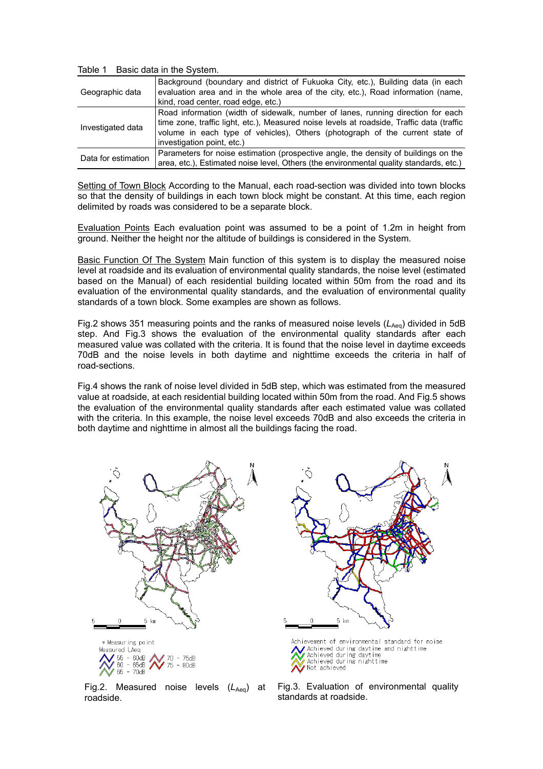Table 1 Basic data in the System.

| | |
|---|---|
| Geographic data | Background (boundary and district of Fukuoka City, etc.), Building data (in each evaluation area and in the whole area of the city, etc.), Road information (name, kind, road center, road edge, etc.) |
| Investigated data | Road information (width of sidewalk, number of lanes, running direction for each time zone, traffic light, etc.), Measured noise levels at roadside, Traffic data (traffic volume in each type of vehicles), Others (photograph of the current state of investigation point, etc.) |
| Data for estimation | Parameters for noise estimation (prospective angle, the density of buildings on the area, etc.), Estimated noise level, Others (the environmental quality standards, etc.) |

Setting of Town Block According to the Manual, each road-section was divided into town blocks so that the density of buildings in each town block might be constant. At this time, each region delimited by roads was considered to be a separate block.

Evaluation Points Each evaluation point was assumed to be a point of 1.2m in height from ground. Neither the height nor the altitude of buildings is considered in the System.

Basic Function Of The System Main function of this system is to display the measured noise level at roadside and its evaluation of environmental quality standards, the noise level (estimated based on the Manual) of each residential building located within 50m from the road and its evaluation of the environmental quality standards, and the evaluation of environmental quality standards of a town block. Some examples are shown as follows.

Fig.2 shows 351 measuring points and the ranks of measured noise levels ($L_{Aeq}$) divided in 5dB step. And Fig.3 shows the evaluation of the environmental quality standards after each measured value was collated with the criteria. It is found that the noise level in daytime exceeds 70dB and the noise levels in both daytime and nighttime exceeds the criteria in half of road-sections.

Fig.4 shows the rank of noise level divided in 5dB step, which was estimated from the measured value at roadside, at each residential building located within 50m from the road. And Fig.5 shows the evaluation of the environmental quality standards after each estimated value was collated with the criteria. In this example, the noise level exceeds 70dB and also exceeds the criteria in both daytime and nighttime in almost all the buildings facing the road.

Fig.2. Measured noise levels ($L_{Aeq}$) at roadside.

Fig.3. Evaluation of environmental quality standards at roadside.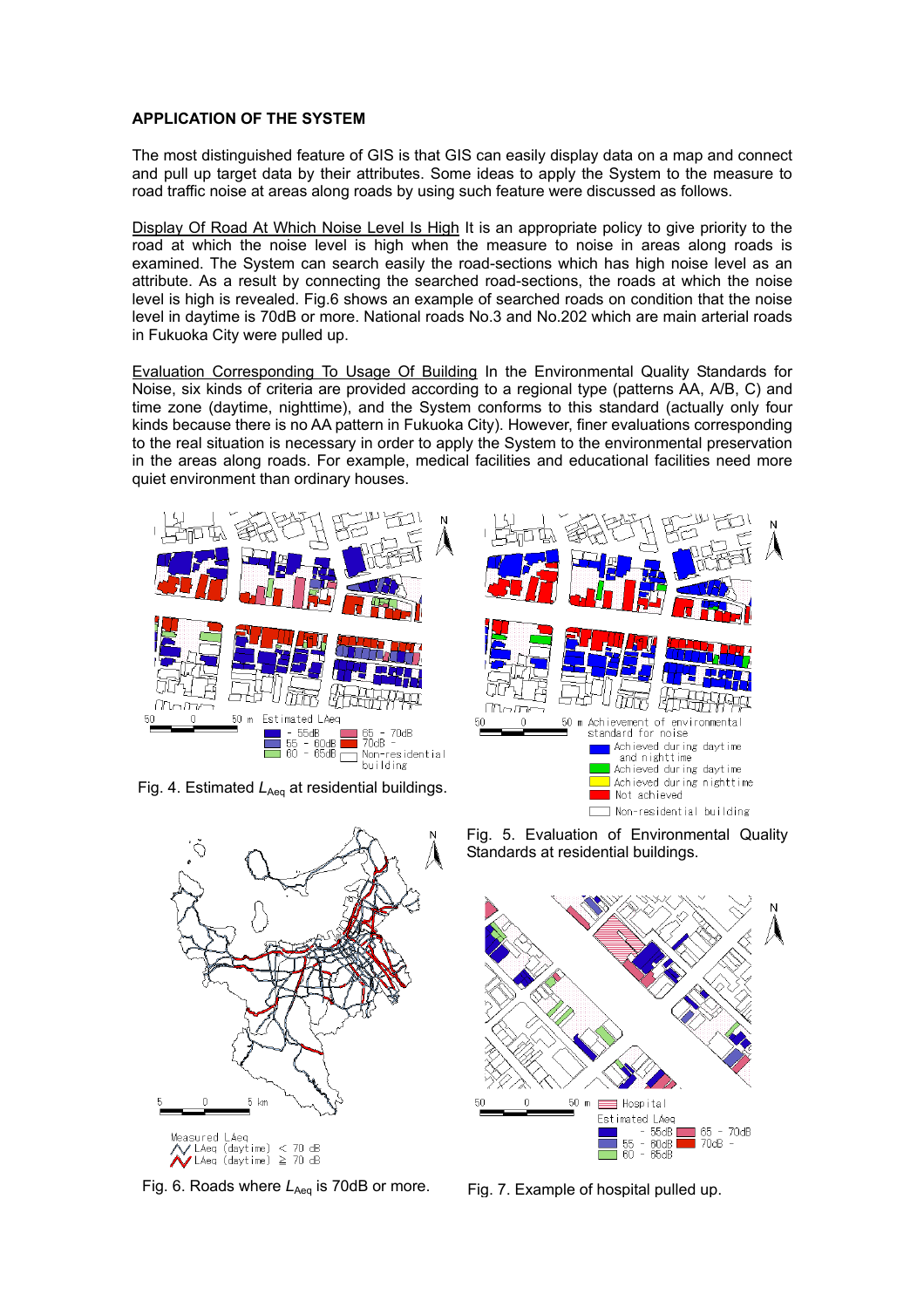## APPLICATION OF THE SYSTEM

The most distinguished feature of GIS is that GIS can easily display data on a map and connect and pull up target data by their attributes. Some ideas to apply the System to the measure to road traffic noise at areas along roads by using such feature were discussed as follows.

Display Of Road At Which Noise Level Is High It is an appropriate policy to give priority to the road at which the noise level is high when the measure to noise in areas along roads is examined. The System can search easily the road-sections which has high noise level as an attribute. As a result by connecting the searched road-sections, the roads at which the noise level is high is revealed. Fig.6 shows an example of searched roads on condition that the noise level in daytime is 70dB or more. National roads No.3 and No.202 which are main arterial roads in Fukuoka City were pulled up.

Evaluation Corresponding To Usage Of Building In the Environmental Quality Standards for Noise, six kinds of criteria are provided according to a regional type (patterns AA, A/B, C) and time zone (daytime, nighttime), and the System conforms to this standard (actually only four kinds because there is no AA pattern in Fukuoka City). However, finer evaluations corresponding to the real situation is necessary in order to apply the System to the environmental preservation in the areas along roads. For example, medical facilities and educational facilities need more quiet environment than ordinary houses.

Fig. 4. Estimated $L_{Aeq}$ at residential buildings.

Fig. 5. Evaluation of Environmental Quality Standards at residential buildings.

Fig. 6. Roads where $L_{Aeq}$ is 70dB or more.

Fig. 7. Example of hospital pulled up.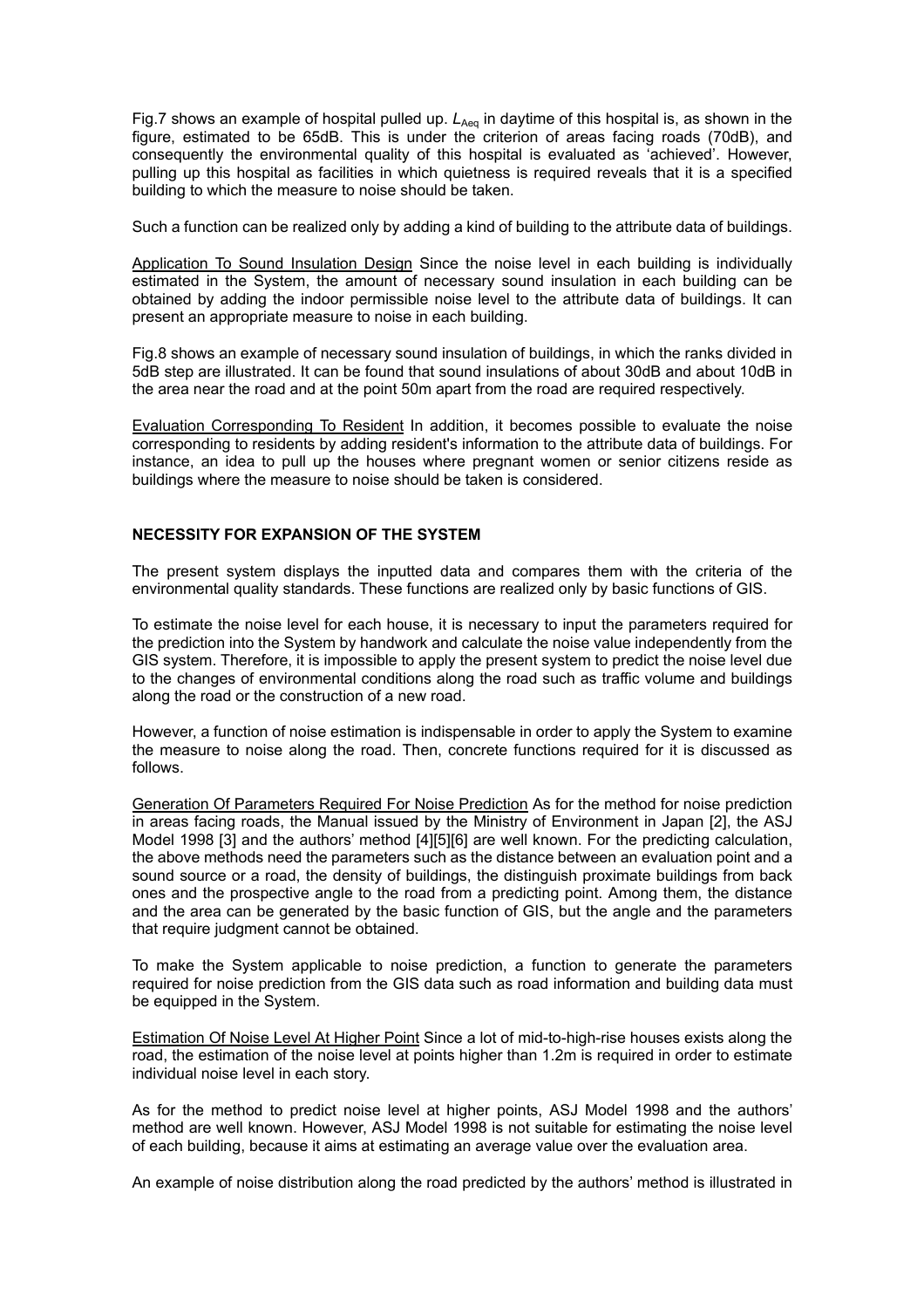Fig.7 shows an example of hospital pulled up. $L_{Aeq}$ in daytime of this hospital is, as shown in the figure, estimated to be 65dB. This is under the criterion of areas facing roads (70dB), and consequently the environmental quality of this hospital is evaluated as 'achieved'. However, pulling up this hospital as facilities in which quietness is required reveals that it is a specified building to which the measure to noise should be taken.

Such a function can be realized only by adding a kind of building to the attribute data of buildings.

Application To Sound Insulation Design Since the noise level in each building is individually estimated in the System, the amount of necessary sound insulation in each building can be obtained by adding the indoor permissible noise level to the attribute data of buildings. It can present an appropriate measure to noise in each building.

Fig.8 shows an example of necessary sound insulation of buildings, in which the ranks divided in 5dB step are illustrated. It can be found that sound insulations of about 30dB and about 10dB in the area near the road and at the point 50m apart from the road are required respectively.

Evaluation Corresponding To Resident In addition, it becomes possible to evaluate the noise corresponding to residents by adding resident's information to the attribute data of buildings. For instance, an idea to pull up the houses where pregnant women or senior citizens reside as buildings where the measure to noise should be taken is considered.

## NECESSITY FOR EXPANSION OF THE SYSTEM

The present system displays the inputted data and compares them with the criteria of the environmental quality standards. These functions are realized only by basic functions of GIS.

To estimate the noise level for each house, it is necessary to input the parameters required for the prediction into the System by handwork and calculate the noise value independently from the GIS system. Therefore, it is impossible to apply the present system to predict the noise level due to the changes of environmental conditions along the road such as traffic volume and buildings along the road or the construction of a new road.

However, a function of noise estimation is indispensable in order to apply the System to examine the measure to noise along the road. Then, concrete functions required for it is discussed as follows.

Generation Of Parameters Required For Noise Prediction As for the method for noise prediction in areas facing roads, the Manual issued by the Ministry of Environment in Japan [2], the ASJ Model 1998 [3] and the authors' method [4][5][6] are well known. For the predicting calculation, the above methods need the parameters such as the distance between an evaluation point and a sound source or a road, the density of buildings, the distinguish proximate buildings from back ones and the prospective angle to the road from a predicting point. Among them, the distance and the area can be generated by the basic function of GIS, but the angle and the parameters that require judgment cannot be obtained.

To make the System applicable to noise prediction, a function to generate the parameters required for noise prediction from the GIS data such as road information and building data must be equipped in the System.

Estimation Of Noise Level At Higher Point Since a lot of mid-to-high-rise houses exists along the road, the estimation of the noise level at points higher than 1.2m is required in order to estimate individual noise level in each story.

As for the method to predict noise level at higher points, ASJ Model 1998 and the authors' method are well known. However, ASJ Model 1998 is not suitable for estimating the noise level of each building, because it aims at estimating an average value over the evaluation area.

An example of noise distribution along the road predicted by the authors' method is illustrated in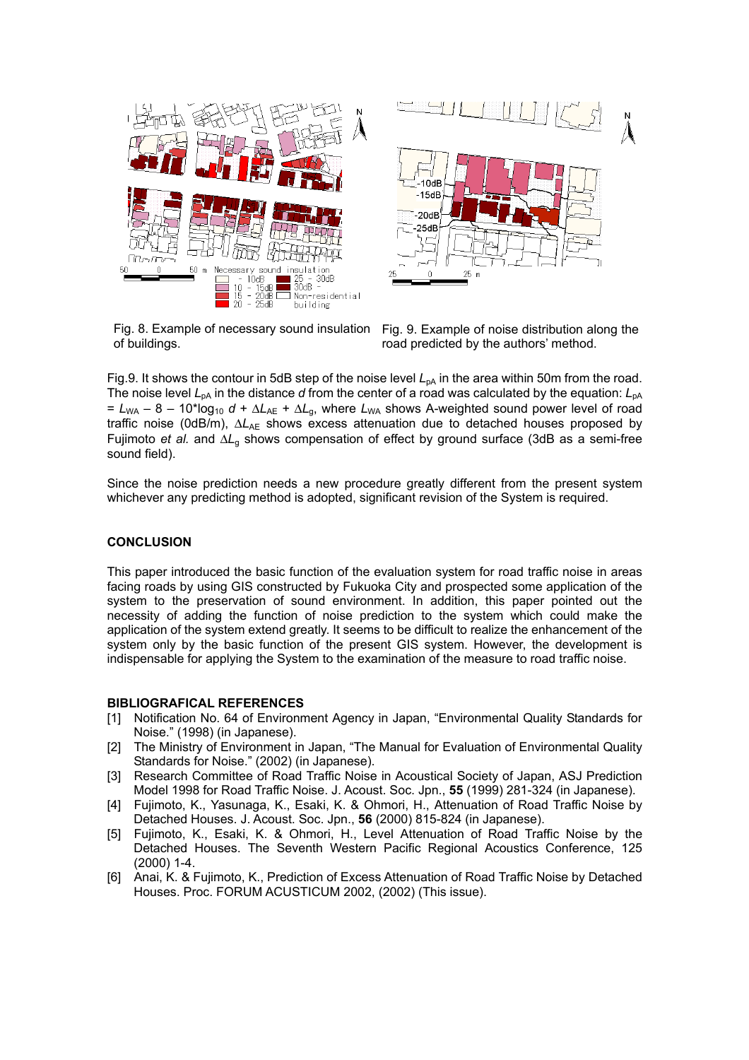Necessary sound insulation

- 10dB
10 - 15dB
15 - 20dB
20 - 25dB
25 - 30dB
30dB
Non-residential building

50 0 50 m

N

Fig. 8. Example of necessary sound insulation of buildings.

-10dB
-15dB
-20dB
-25dB

25 0 25 m

N

Fig. 9. Example of noise distribution along the road predicted by the authors' method.

Fig.9. It shows the contour in 5dB step of the noise level $L_{pA}$ in the area within 50m from the road. The noise level $L_{pA}$ in the distance $d$ from the center of a road was calculated by the equation: $L_{pA} = L_{WA} - 8 - 10*\log_{10} d + \Delta L_{AE} + \Delta L_g$, where $L_{WA}$ shows A-weighted sound power level of road traffic noise (0dB/m), $\Delta L_{AE}$ shows excess attenuation due to detached houses proposed by Fujimoto *et al.* and $\Delta L_g$ shows compensation of effect by ground surface (3dB as a semi-free sound field).

Since the noise prediction needs a new procedure greatly different from the present system whichever any predicting method is adopted, significant revision of the System is required.

## CONCLUSION

This paper introduced the basic function of the evaluation system for road traffic noise in areas facing roads by using GIS constructed by Fukuoka City and prospected some application of the system to the preservation of sound environment. In addition, this paper pointed out the necessity of adding the function of noise prediction to the system which could make the application of the system extend greatly. It seems to be difficult to realize the enhancement of the system only by the basic function of the present GIS system. However, the development is indispensable for applying the System to the examination of the measure to road traffic noise.

## BIBLIOGRAFICAL REFERENCES

[1] Notification No. 64 of Environment Agency in Japan, "Environmental Quality Standards for Noise." (1998) (in Japanese).

[2] The Ministry of Environment in Japan, "The Manual for Evaluation of Environmental Quality Standards for Noise." (2002) (in Japanese).

[3] Research Committee of Road Traffic Noise in Acoustical Society of Japan, ASJ Prediction Model 1998 for Road Traffic Noise. J. Acoust. Soc. Jpn., **55** (1999) 281-324 (in Japanese).

[4] Fujimoto, K., Yasunaga, K., Esaki, K. & Ohmori, H., Attenuation of Road Traffic Noise by Detached Houses. J. Acoust. Soc. Jpn., **56** (2000) 815-824 (in Japanese).

[5] Fujimoto, K., Esaki, K. & Ohmori, H., Level Attenuation of Road Traffic Noise by the Detached Houses. The Seventh Western Pacific Regional Acoustics Conference, 125 (2000) 1-4.

[6] Anai, K. & Fujimoto, K., Prediction of Excess Attenuation of Road Traffic Noise by Detached Houses. Proc. FORUM ACUSTICUM 2002, (2002) (This issue).